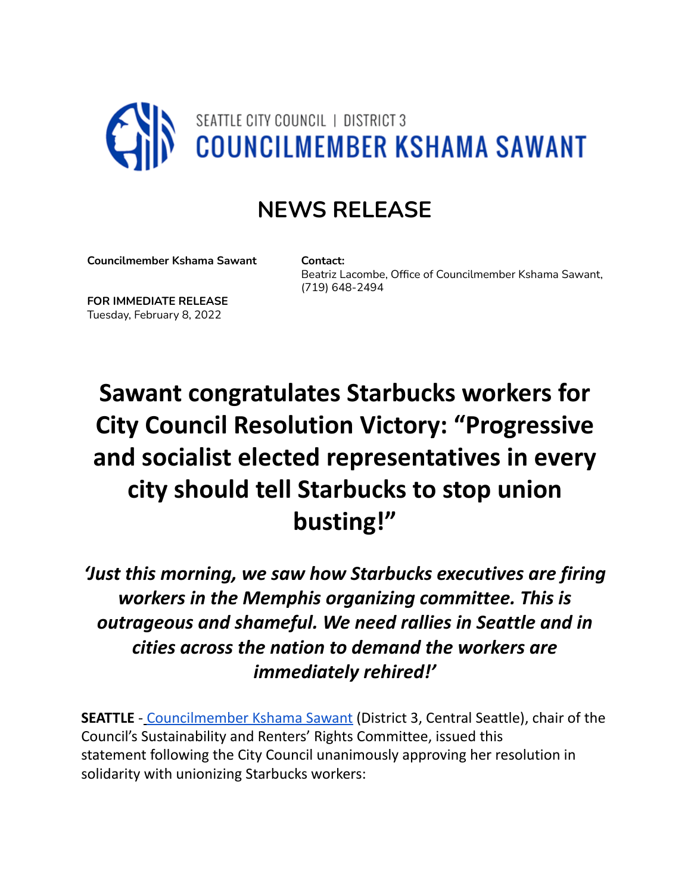SEATTLE CITY COUNCIL | DISTRICT 3
**COUNCILMEMBER KSHAMA SAWANT**

## NEWS RELEASE

**Councilmember Kshama Sawant**

**Contact:**
Beatriz Lacombe, Office of Councilmember Kshama Sawant, (719) 648-2494

**FOR IMMEDIATE RELEASE**
Tuesday, February 8, 2022

# Sawant congratulates Starbucks workers for City Council Resolution Victory: "Progressive and socialist elected representatives in every city should tell Starbucks to stop union busting!"

***'Just this morning, we saw how Starbucks executives are firing workers in the Memphis organizing committee. This is outrageous and shameful. We need rallies in Seattle and in cities across the nation to demand the workers are immediately rehired!'***

**SEATTLE** - Councilmember Kshama Sawant (District 3, Central Seattle), chair of the Council's Sustainability and Renters' Rights Committee, issued this statement following the City Council unanimously approving her resolution in solidarity with unionizing Starbucks workers: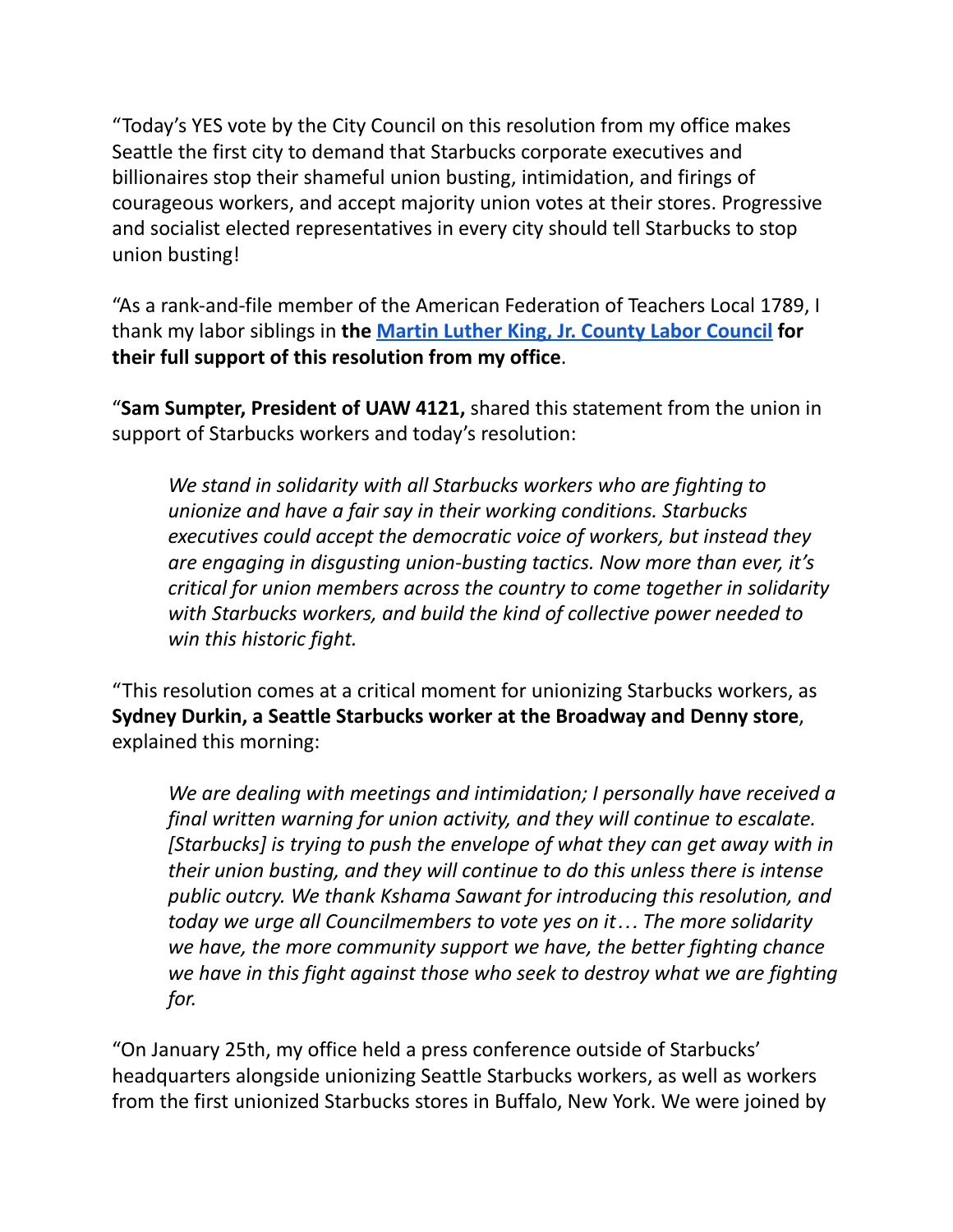"Today's YES vote by the City Council on this resolution from my office makes Seattle the first city to demand that Starbucks corporate executives and billionaires stop their shameful union busting, intimidation, and firings of courageous workers, and accept majority union votes at their stores. Progressive and socialist elected representatives in every city should tell Starbucks to stop union busting!

"As a rank-and-file member of the American Federation of Teachers Local 1789, I thank my labor siblings in **the [Martin Luther King, Jr. County Labor Council](#) for their full support of this resolution from my office**.

"**Sam Sumpter, President of UAW 4121,** shared this statement from the union in support of Starbucks workers and today's resolution:

> *We stand in solidarity with all Starbucks workers who are fighting to unionize and have a fair say in their working conditions. Starbucks executives could accept the democratic voice of workers, but instead they are engaging in disgusting union-busting tactics. Now more than ever, it's critical for union members across the country to come together in solidarity with Starbucks workers, and build the kind of collective power needed to win this historic fight.*

"This resolution comes at a critical moment for unionizing Starbucks workers, as **Sydney Durkin, a Seattle Starbucks worker at the Broadway and Denny store**, explained this morning:

> *We are dealing with meetings and intimidation; I personally have received a final written warning for union activity, and they will continue to escalate. [Starbucks] is trying to push the envelope of what they can get away with in their union busting, and they will continue to do this unless there is intense public outcry. We thank Kshama Sawant for introducing this resolution, and today we urge all Councilmembers to vote yes on it… The more solidarity we have, the more community support we have, the better fighting chance we have in this fight against those who seek to destroy what we are fighting for.*

"On January 25th, my office held a press conference outside of Starbucks' headquarters alongside unionizing Seattle Starbucks workers, as well as workers from the first unionized Starbucks stores in Buffalo, New York. We were joined by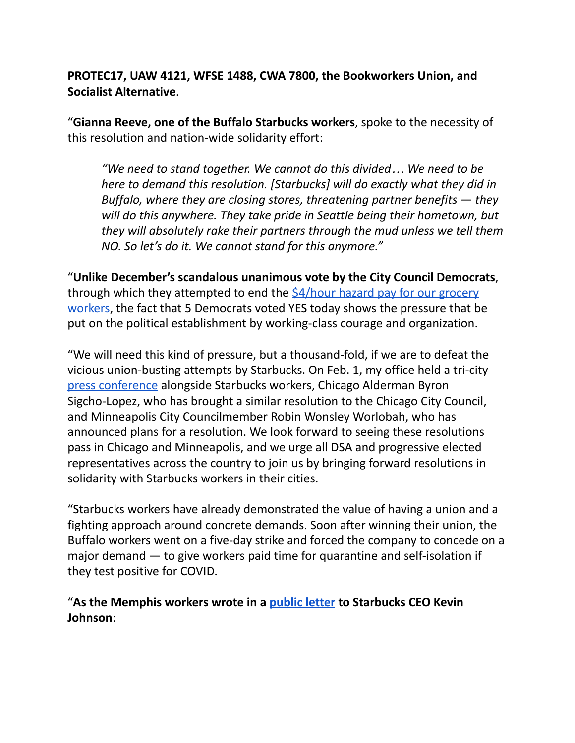**PROTEC17, UAW 4121, WFSE 1488, CWA 7800, the Bookworkers Union, and Socialist Alternative**.

“**Gianna Reeve, one of the Buffalo Starbucks workers**, spoke to the necessity of this resolution and nation-wide solidarity effort:

> *“We need to stand together. We cannot do this divided… We need to be here to demand this resolution. [Starbucks] will do exactly what they did in Buffalo, where they are closing stores, threatening partner benefits — they will do this anywhere. They take pride in Seattle being their hometown, but they will absolutely rake their partners through the mud unless we tell them NO. So let’s do it. We cannot stand for this anymore.”*

“**Unlike December’s scandalous unanimous vote by the City Council Democrats**, through which they attempted to end the $4/hour hazard pay for our grocery workers, the fact that 5 Democrats voted YES today shows the pressure that be put on the political establishment by working-class courage and organization.

“We will need this kind of pressure, but a thousand-fold, if we are to defeat the vicious union-busting attempts by Starbucks. On Feb. 1, my office held a tri-city press conference alongside Starbucks workers, Chicago Alderman Byron Sigcho-Lopez, who has brought a similar resolution to the Chicago City Council, and Minneapolis City Councilmember Robin Wonsley Worlobah, who has announced plans for a resolution. We look forward to seeing these resolutions pass in Chicago and Minneapolis, and we urge all DSA and progressive elected representatives across the country to join us by bringing forward resolutions in solidarity with Starbucks workers in their cities.

“Starbucks workers have already demonstrated the value of having a union and a fighting approach around concrete demands. Soon after winning their union, the Buffalo workers went on a five-day strike and forced the company to concede on a major demand — to give workers paid time for quarantine and self-isolation if they test positive for COVID.

“**As the Memphis workers wrote in a public letter to Starbucks CEO Kevin Johnson**: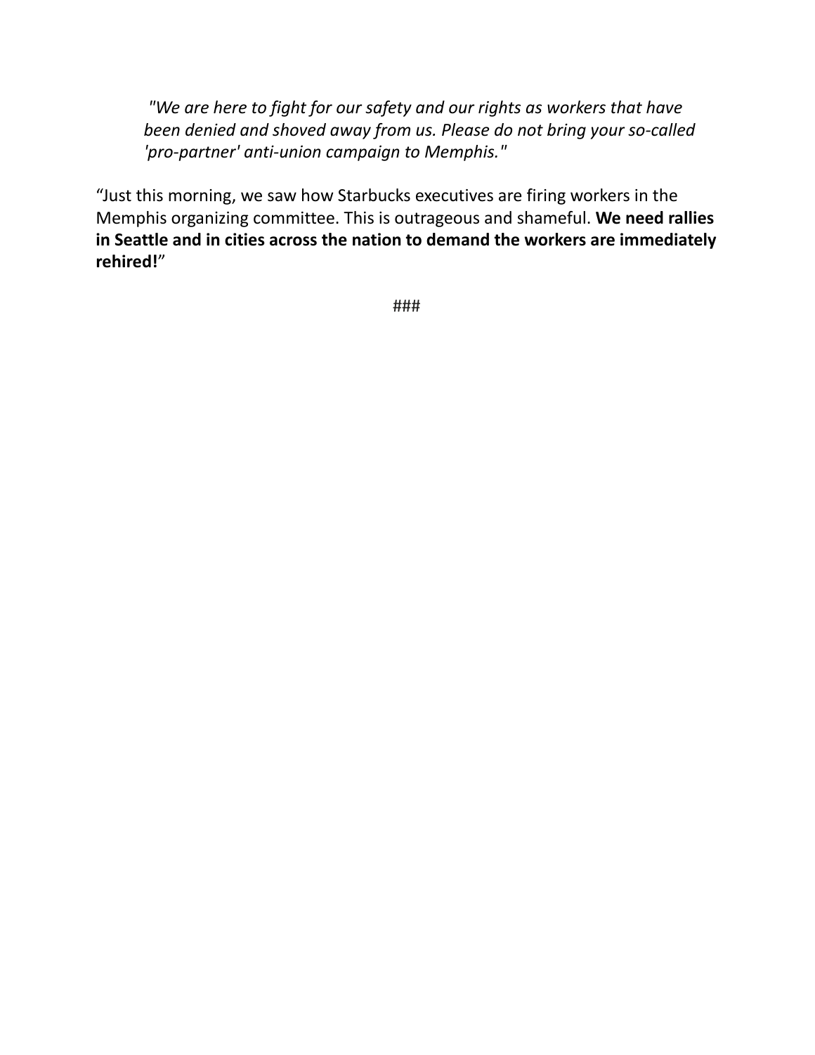> *"We are here to fight for our safety and our rights as workers that have been denied and shoved away from us. Please do not bring your so-called 'pro-partner' anti-union campaign to Memphis."*

"Just this morning, we saw how Starbucks executives are firing workers in the Memphis organizing committee. This is outrageous and shameful. **We need rallies in Seattle and in cities across the nation to demand the workers are immediately rehired!**"

###